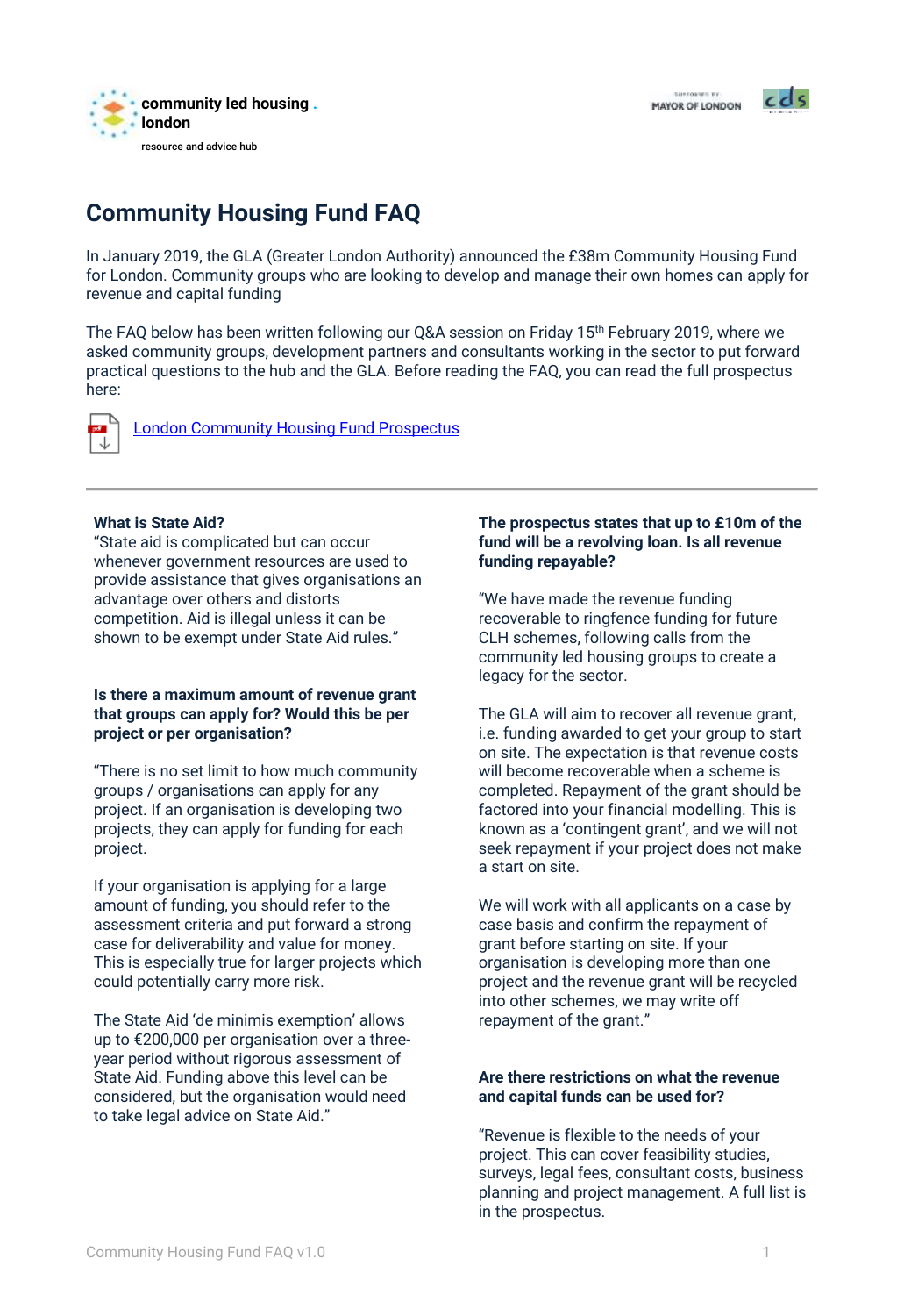community led housing . london

resource and advice hub

# Community Housing Fund FAQ

In January 2019, the GLA (Greater London Authority) announced the £38m Community Housing Fund for London. Community groups who are looking to develop and manage their own homes can apply for revenue and capital funding

The FAQ below has been written following our Q&A session on Friday 15th February 2019, where we asked community groups, development partners and consultants working in the sector to put forward practical questions to the hub and the GLA. Before reading the FAQ, you can read the full prospectus here:

[London Community Housing Fund Prospectus]

---

**What is State Aid?**

"State aid is complicated but can occur whenever government resources are used to provide assistance that gives organisations an advantage over others and distorts competition. Aid is illegal unless it can be shown to be exempt under State Aid rules."

**Is there a maximum amount of revenue grant that groups can apply for? Would this be per project or per organisation?**

"There is no set limit to how much community groups / organisations can apply for any project. If an organisation is developing two projects, they can apply for funding for each project.

If your organisation is applying for a large amount of funding, you should refer to the assessment criteria and put forward a strong case for deliverability and value for money. This is especially true for larger projects which could potentially carry more risk.

The State Aid 'de minimis exemption' allows up to €200,000 per organisation over a three-year period without rigorous assessment of State Aid. Funding above this level can be considered, but the organisation would need to take legal advice on State Aid."

**The prospectus states that up to £10m of the fund will be a revolving loan. Is all revenue funding repayable?**

"We have made the revenue funding recoverable to ringfence funding for future CLH schemes, following calls from the community led housing groups to create a legacy for the sector.

The GLA will aim to recover all revenue grant, i.e. funding awarded to get your group to start on site. The expectation is that revenue costs will become recoverable when a scheme is completed. Repayment of the grant should be factored into your financial modelling. This is known as a 'contingent grant', and we will not seek repayment if your project does not make a start on site.

We will work with all applicants on a case by case basis and confirm the repayment of grant before starting on site. If your organisation is developing more than one project and the revenue grant will be recycled into other schemes, we may write off repayment of the grant."

**Are there restrictions on what the revenue and capital funds can be used for?**

"Revenue is flexible to the needs of your project. This can cover feasibility studies, surveys, legal fees, consultant costs, business planning and project management. A full list is in the prospectus.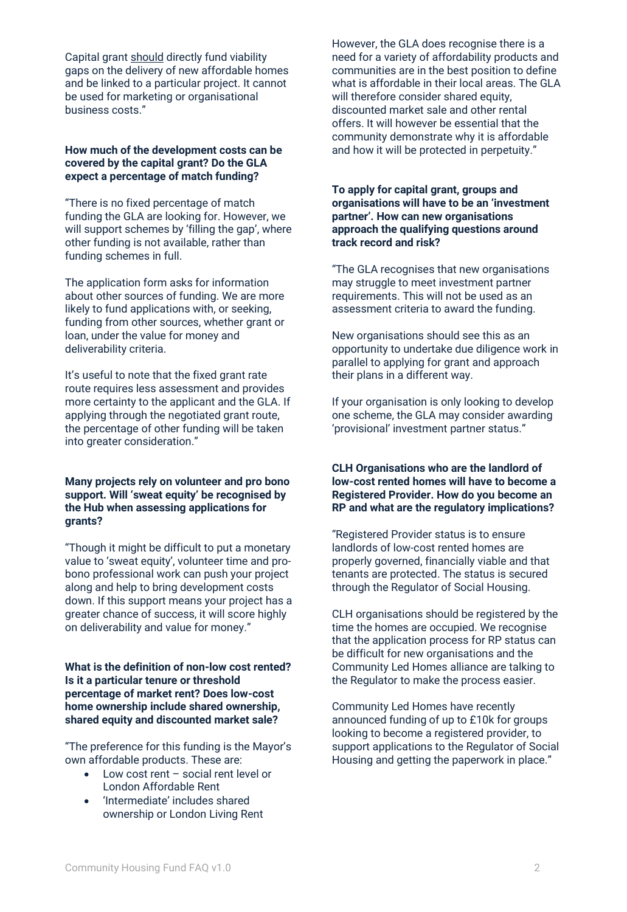Capital grant <u>should</u> directly fund viability gaps on the delivery of new affordable homes and be linked to a particular project. It cannot be used for marketing or organisational business costs."

**How much of the development costs can be covered by the capital grant? Do the GLA expect a percentage of match funding?**

"There is no fixed percentage of match funding the GLA are looking for. However, we will support schemes by 'filling the gap', where other funding is not available, rather than funding schemes in full.

The application form asks for information about other sources of funding. We are more likely to fund applications with, or seeking, funding from other sources, whether grant or loan, under the value for money and deliverability criteria.

It's useful to note that the fixed grant rate route requires less assessment and provides more certainty to the applicant and the GLA. If applying through the negotiated grant route, the percentage of other funding will be taken into greater consideration."

**Many projects rely on volunteer and pro bono support. Will 'sweat equity' be recognised by the Hub when assessing applications for grants?**

"Though it might be difficult to put a monetary value to 'sweat equity', volunteer time and pro-bono professional work can push your project along and help to bring development costs down. If this support means your project has a greater chance of success, it will score highly on deliverability and value for money."

**What is the definition of non-low cost rented? Is it a particular tenure or threshold percentage of market rent? Does low-cost home ownership include shared ownership, shared equity and discounted market sale?**

"The preference for this funding is the Mayor's own affordable products. These are:

- Low cost rent – social rent level or London Affordable Rent
- 'Intermediate' includes shared ownership or London Living Rent

However, the GLA does recognise there is a need for a variety of affordability products and communities are in the best position to define what is affordable in their local areas. The GLA will therefore consider shared equity, discounted market sale and other rental offers. It will however be essential that the community demonstrate why it is affordable and how it will be protected in perpetuity."

**To apply for capital grant, groups and organisations will have to be an 'investment partner'. How can new organisations approach the qualifying questions around track record and risk?**

"The GLA recognises that new organisations may struggle to meet investment partner requirements. This will not be used as an assessment criteria to award the funding.

New organisations should see this as an opportunity to undertake due diligence work in parallel to applying for grant and approach their plans in a different way.

If your organisation is only looking to develop one scheme, the GLA may consider awarding 'provisional' investment partner status."

**CLH Organisations who are the landlord of low-cost rented homes will have to become a Registered Provider. How do you become an RP and what are the regulatory implications?**

"Registered Provider status is to ensure landlords of low-cost rented homes are properly governed, financially viable and that tenants are protected. The status is secured through the Regulator of Social Housing.

CLH organisations should be registered by the time the homes are occupied. We recognise that the application process for RP status can be difficult for new organisations and the Community Led Homes alliance are talking to the Regulator to make the process easier.

Community Led Homes have recently announced funding of up to £10k for groups looking to become a registered provider, to support applications to the Regulator of Social Housing and getting the paperwork in place."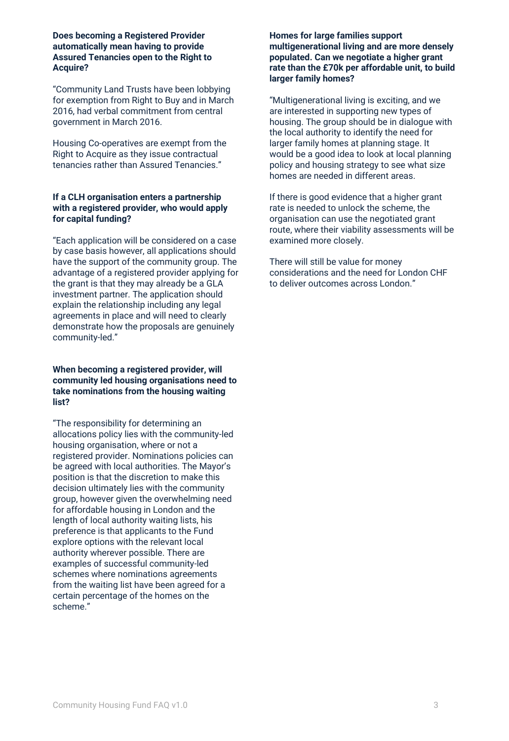**Does becoming a Registered Provider automatically mean having to provide Assured Tenancies open to the Right to Acquire?**

"Community Land Trusts have been lobbying for exemption from Right to Buy and in March 2016, had verbal commitment from central government in March 2016.

Housing Co-operatives are exempt from the Right to Acquire as they issue contractual tenancies rather than Assured Tenancies."

**If a CLH organisation enters a partnership with a registered provider, who would apply for capital funding?**

"Each application will be considered on a case by case basis however, all applications should have the support of the community group. The advantage of a registered provider applying for the grant is that they may already be a GLA investment partner. The application should explain the relationship including any legal agreements in place and will need to clearly demonstrate how the proposals are genuinely community-led."

**When becoming a registered provider, will community led housing organisations need to take nominations from the housing waiting list?**

"The responsibility for determining an allocations policy lies with the community-led housing organisation, where or not a registered provider. Nominations policies can be agreed with local authorities. The Mayor's position is that the discretion to make this decision ultimately lies with the community group, however given the overwhelming need for affordable housing in London and the length of local authority waiting lists, his preference is that applicants to the Fund explore options with the relevant local authority wherever possible. There are examples of successful community-led schemes where nominations agreements from the waiting list have been agreed for a certain percentage of the homes on the scheme."

**Homes for large families support multigenerational living and are more densely populated. Can we negotiate a higher grant rate than the £70k per affordable unit, to build larger family homes?**

"Multigenerational living is exciting, and we are interested in supporting new types of housing. The group should be in dialogue with the local authority to identify the need for larger family homes at planning stage. It would be a good idea to look at local planning policy and housing strategy to see what size homes are needed in different areas.

If there is good evidence that a higher grant rate is needed to unlock the scheme, the organisation can use the negotiated grant route, where their viability assessments will be examined more closely.

There will still be value for money considerations and the need for London CHF to deliver outcomes across London."